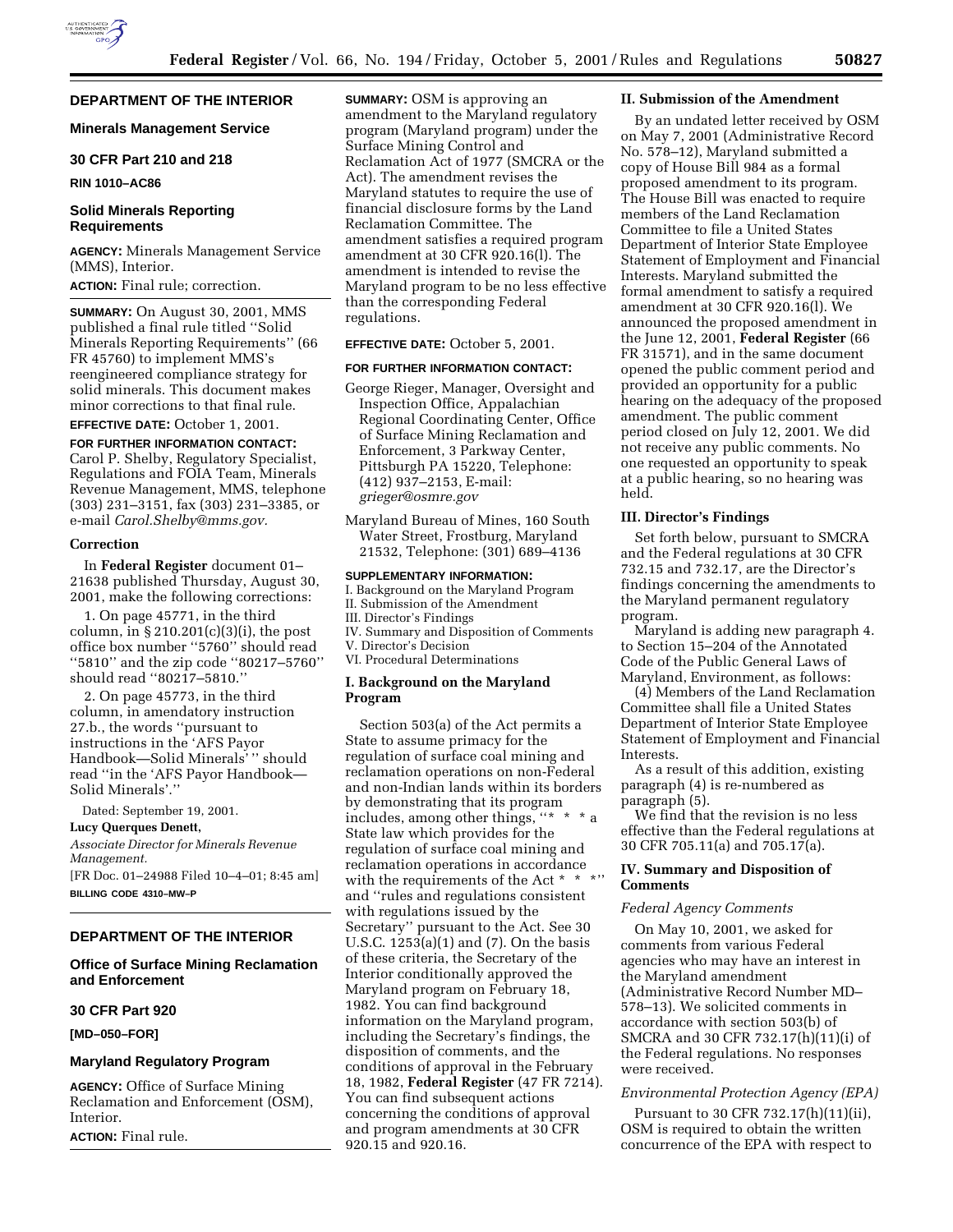## DEPARTMENT OF THE INTERIOR

### Minerals Management Service

### 30 CFR Part 210 and 218

**RIN 1010–AC86**

### Solid Minerals Reporting Requirements

**AGENCY:** Minerals Management Service (MMS), Interior.

**ACTION:** Final rule; correction.

**SUMMARY:** On August 30, 2001, MMS published a final rule titled ''Solid Minerals Reporting Requirements'' (66 FR 45760) to implement MMS's reengineered compliance strategy for solid minerals. This document makes minor corrections to that final rule.

**EFFECTIVE DATE:** October 1, 2001.

**FOR FURTHER INFORMATION CONTACT:** Carol P. Shelby, Regulatory Specialist, Regulations and FOIA Team, Minerals Revenue Management, MMS, telephone (303) 231–3151, fax (303) 231–3385, or e-mail *Carol.Shelby@mms.gov.*

#### Correction

In **Federal Register** document 01–21638 published Thursday, August 30, 2001, make the following corrections:

1. On page 45771, in the third column, in § 210.201(c)(3)(i), the post office box number ''5760'' should read ''5810'' and the zip code ''80217–5760'' should read ''80217–5810.''

2. On page 45773, in the third column, in amendatory instruction 27.b., the words ''pursuant to instructions in the 'AFS Payor Handbook—Solid Minerals' '' should read ''in the 'AFS Payor Handbook—Solid Minerals'.''

Dated: September 19, 2001.

**Lucy Querques Denett,**

*Associate Director for Minerals Revenue Management.*

[FR Doc. 01–24988 Filed 10–4–01; 8:45 am]

**BILLING CODE 4310–MW–P**

## DEPARTMENT OF THE INTERIOR

### Office of Surface Mining Reclamation and Enforcement

### 30 CFR Part 920

**[MD–050–FOR]**

### Maryland Regulatory Program

**AGENCY:** Office of Surface Mining Reclamation and Enforcement (OSM), Interior.

**ACTION:** Final rule.

**SUMMARY:** OSM is approving an amendment to the Maryland regulatory program (Maryland program) under the Surface Mining Control and Reclamation Act of 1977 (SMCRA or the Act). The amendment revises the Maryland statutes to require the use of financial disclosure forms by the Land Reclamation Committee. The amendment satisfies a required program amendment at 30 CFR 920.16(l). The amendment is intended to revise the Maryland program to be no less effective than the corresponding Federal regulations.

**EFFECTIVE DATE:** October 5, 2001.

**FOR FURTHER INFORMATION CONTACT:**

George Rieger, Manager, Oversight and Inspection Office, Appalachian Regional Coordinating Center, Office of Surface Mining Reclamation and Enforcement, 3 Parkway Center, Pittsburgh PA 15220, Telephone: (412) 937–2153, E-mail: *grieger@osmre.gov*

Maryland Bureau of Mines, 160 South Water Street, Frostburg, Maryland 21532, Telephone: (301) 689–4136

**SUPPLEMENTARY INFORMATION:**

I. Background on the Maryland Program
II. Submission of the Amendment
III. Director's Findings
IV. Summary and Disposition of Comments
V. Director's Decision
VI. Procedural Determinations

#### I. Background on the Maryland Program

Section 503(a) of the Act permits a State to assume primacy for the regulation of surface coal mining and reclamation operations on non-Federal and non-Indian lands within its borders by demonstrating that its program includes, among other things, ''* * * a State law which provides for the regulation of surface coal mining and reclamation operations in accordance with the requirements of the Act * * *'' and ''rules and regulations consistent with regulations issued by the Secretary'' pursuant to the Act. See 30 U.S.C. 1253(a)(1) and (7). On the basis of these criteria, the Secretary of the Interior conditionally approved the Maryland program on February 18, 1982. You can find background information on the Maryland program, including the Secretary's findings, the disposition of comments, and the conditions of approval in the February 18, 1982, **Federal Register** (47 FR 7214). You can find subsequent actions concerning the conditions of approval and program amendments at 30 CFR 920.15 and 920.16.

#### II. Submission of the Amendment

By an undated letter received by OSM on May 7, 2001 (Administrative Record No. 578–12), Maryland submitted a copy of House Bill 984 as a formal proposed amendment to its program. The House Bill was enacted to require members of the Land Reclamation Committee to file a United States Department of Interior State Employee Statement of Employment and Financial Interests. Maryland submitted the formal amendment to satisfy a required amendment at 30 CFR 920.16(l). We announced the proposed amendment in the June 12, 2001, **Federal Register** (66 FR 31571), and in the same document opened the public comment period and provided an opportunity for a public hearing on the adequacy of the proposed amendment. The public comment period closed on July 12, 2001. We did not receive any public comments. No one requested an opportunity to speak at a public hearing, so no hearing was held.

#### III. Director's Findings

Set forth below, pursuant to SMCRA and the Federal regulations at 30 CFR 732.15 and 732.17, are the Director's findings concerning the amendments to the Maryland permanent regulatory program.

Maryland is adding new paragraph 4. to Section 15–204 of the Annotated Code of the Public General Laws of Maryland, Environment, as follows:

(4) Members of the Land Reclamation Committee shall file a United States Department of Interior State Employee Statement of Employment and Financial Interests.

As a result of this addition, existing paragraph (4) is re-numbered as paragraph (5).

We find that the revision is no less effective than the Federal regulations at 30 CFR 705.11(a) and 705.17(a).

#### IV. Summary and Disposition of Comments

*Federal Agency Comments*

On May 10, 2001, we asked for comments from various Federal agencies who may have an interest in the Maryland amendment (Administrative Record Number MD–578–13). We solicited comments in accordance with section 503(b) of SMCRA and 30 CFR 732.17(h)(11)(i) of the Federal regulations. No responses were received.

*Environmental Protection Agency (EPA)*

Pursuant to 30 CFR 732.17(h)(11)(ii), OSM is required to obtain the written concurrence of the EPA with respect to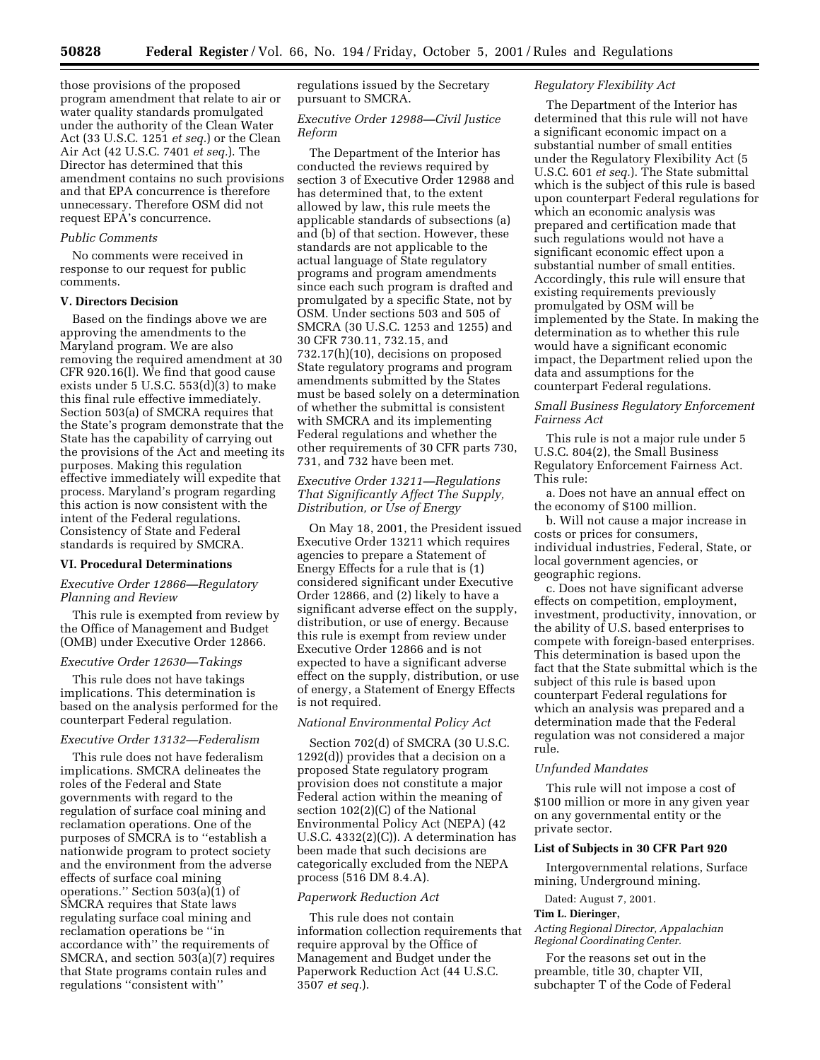those provisions of the proposed program amendment that relate to air or water quality standards promulgated under the authority of the Clean Water Act (33 U.S.C. 1251 *et seq.*) or the Clean Air Act (42 U.S.C. 7401 *et seq.*). The Director has determined that this amendment contains no such provisions and that EPA concurrence is therefore unnecessary. Therefore OSM did not request EPA's concurrence.

*Public Comments*

No comments were received in response to our request for public comments.

**V. Directors Decision**

Based on the findings above we are approving the amendments to the Maryland program. We are also removing the required amendment at 30 CFR 920.16(l). We find that good cause exists under 5 U.S.C. 553(d)(3) to make this final rule effective immediately. Section 503(a) of SMCRA requires that the State's program demonstrate that the State has the capability of carrying out the provisions of the Act and meeting its purposes. Making this regulation effective immediately will expedite that process. Maryland's program regarding this action is now consistent with the intent of the Federal regulations. Consistency of State and Federal standards is required by SMCRA.

**VI. Procedural Determinations**

*Executive Order 12866—Regulatory Planning and Review*

This rule is exempted from review by the Office of Management and Budget (OMB) under Executive Order 12866.

*Executive Order 12630—Takings*

This rule does not have takings implications. This determination is based on the analysis performed for the counterpart Federal regulation.

*Executive Order 13132—Federalism*

This rule does not have federalism implications. SMCRA delineates the roles of the Federal and State governments with regard to the regulation of surface coal mining and reclamation operations. One of the purposes of SMCRA is to "establish a nationwide program to protect society and the environment from the adverse effects of surface coal mining operations." Section 503(a)(1) of SMCRA requires that State laws regulating surface coal mining and reclamation operations be "in accordance with" the requirements of SMCRA, and section 503(a)(7) requires that State programs contain rules and regulations "consistent with" regulations issued by the Secretary pursuant to SMCRA.

*Executive Order 12988—Civil Justice Reform*

The Department of the Interior has conducted the reviews required by section 3 of Executive Order 12988 and has determined that, to the extent allowed by law, this rule meets the applicable standards of subsections (a) and (b) of that section. However, these standards are not applicable to the actual language of State regulatory programs and program amendments since each such program is drafted and promulgated by a specific State, not by OSM. Under sections 503 and 505 of SMCRA (30 U.S.C. 1253 and 1255) and 30 CFR 730.11, 732.15, and 732.17(h)(10), decisions on proposed State regulatory programs and program amendments submitted by the States must be based solely on a determination of whether the submittal is consistent with SMCRA and its implementing Federal regulations and whether the other requirements of 30 CFR parts 730, 731, and 732 have been met.

*Executive Order 13211—Regulations That Significantly Affect The Supply, Distribution, or Use of Energy*

On May 18, 2001, the President issued Executive Order 13211 which requires agencies to prepare a Statement of Energy Effects for a rule that is (1) considered significant under Executive Order 12866, and (2) likely to have a significant adverse effect on the supply, distribution, or use of energy. Because this rule is exempt from review under Executive Order 12866 and is not expected to have a significant adverse effect on the supply, distribution, or use of energy, a Statement of Energy Effects is not required.

*National Environmental Policy Act*

Section 702(d) of SMCRA (30 U.S.C. 1292(d)) provides that a decision on a proposed State regulatory program provision does not constitute a major Federal action within the meaning of section 102(2)(C) of the National Environmental Policy Act (NEPA) (42 U.S.C. 4332(2)(C)). A determination has been made that such decisions are categorically excluded from the NEPA process (516 DM 8.4.A).

*Paperwork Reduction Act*

This rule does not contain information collection requirements that require approval by the Office of Management and Budget under the Paperwork Reduction Act (44 U.S.C. 3507 *et seq.*).

*Regulatory Flexibility Act*

The Department of the Interior has determined that this rule will not have a significant economic impact on a substantial number of small entities under the Regulatory Flexibility Act (5 U.S.C. 601 *et seq.*). The State submittal which is the subject of this rule is based upon counterpart Federal regulations for which an economic analysis was prepared and certification made that such regulations would not have a significant economic effect upon a substantial number of small entities. Accordingly, this rule will ensure that existing requirements previously promulgated by OSM will be implemented by the State. In making the determination as to whether this rule would have a significant economic impact, the Department relied upon the data and assumptions for the counterpart Federal regulations.

*Small Business Regulatory Enforcement Fairness Act*

This rule is not a major rule under 5 U.S.C. 804(2), the Small Business Regulatory Enforcement Fairness Act. This rule:

a. Does not have an annual effect on the economy of $100 million.

b. Will not cause a major increase in costs or prices for consumers, individual industries, Federal, State, or local government agencies, or geographic regions.

c. Does not have significant adverse effects on competition, employment, investment, productivity, innovation, or the ability of U.S. based enterprises to compete with foreign-based enterprises. This determination is based upon the fact that the State submittal which is the subject of this rule is based upon counterpart Federal regulations for which an analysis was prepared and a determination made that the Federal regulation was not considered a major rule.

*Unfunded Mandates*

This rule will not impose a cost of $100 million or more in any given year on any governmental entity or the private sector.

**List of Subjects in 30 CFR Part 920**

Intergovernmental relations, Surface mining, Underground mining.

Dated: August 7, 2001.

**Tim L. Dieringer,**

*Acting Regional Director, Appalachian Regional Coordinating Center.*

For the reasons set out in the preamble, title 30, chapter VII, subchapter T of the Code of Federal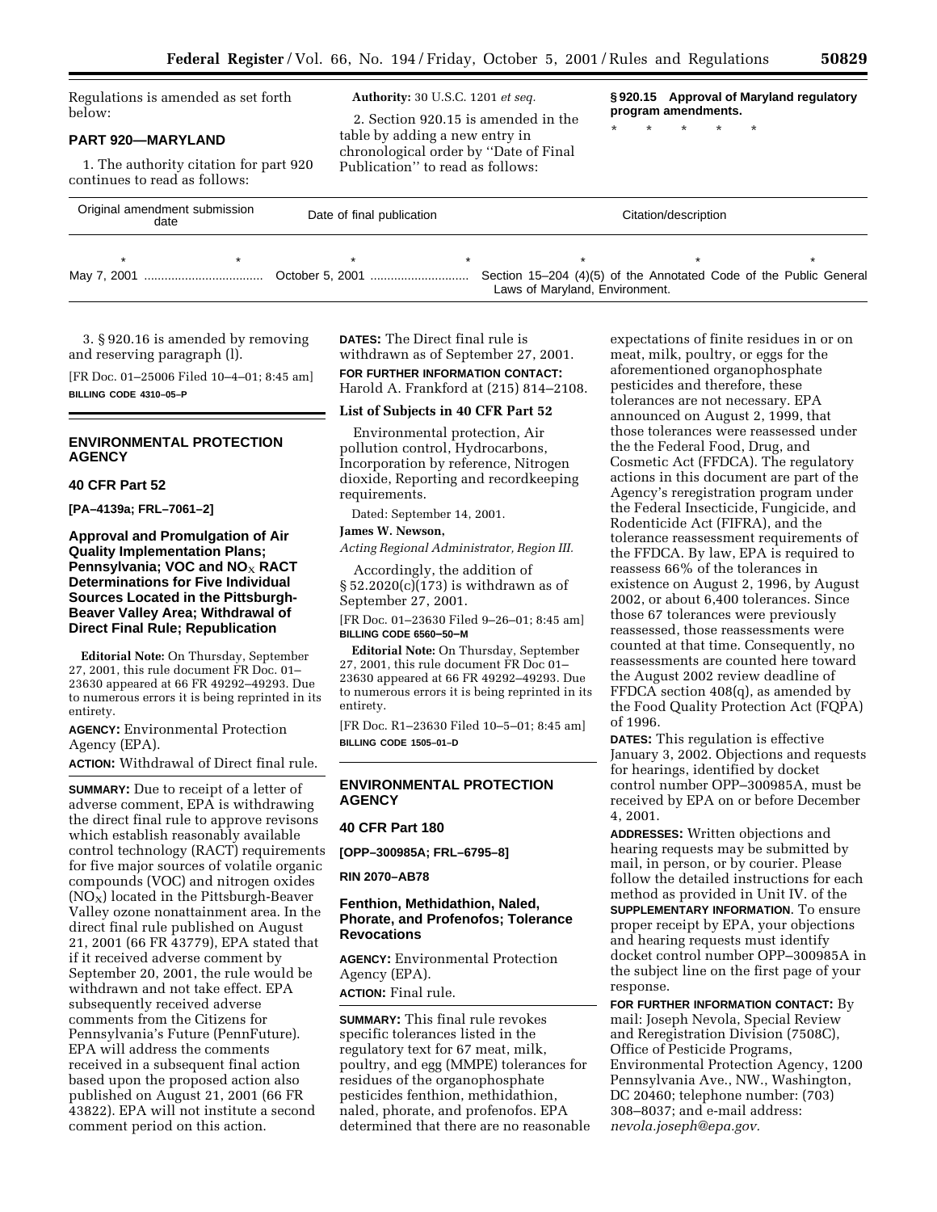Regulations is amended as set forth below:

## PART 920—MARYLAND

1. The authority citation for part 920 continues to read as follows:

**Authority:** 30 U.S.C. 1201 *et seq.*

2. Section 920.15 is amended in the table by adding a new entry in chronological order by ''Date of Final Publication'' to read as follows:

**§ 920.15 Approval of Maryland regulatory program amendments.**

\* \* \* \* \*

| Original amendment submission date | Date of final publication | Citation/description |
|---|---|---|
| \* \* | \* \* | \* \* \* |
| May 7, 2001 .................................. | October 5, 2001 ............................ | Section 15–204 (4)(5) of the Annotated Code of the Public General Laws of Maryland, Environment. |

3. § 920.16 is amended by removing and reserving paragraph (l).

[FR Doc. 01–25006 Filed 10–4–01; 8:45 am]

**BILLING CODE 4310–05–P**

## ENVIRONMENTAL PROTECTION AGENCY

### 40 CFR Part 52

**[PA–4139a; FRL–7061–2]**

### Approval and Promulgation of Air Quality Implementation Plans; Pennsylvania; VOC and $NO_X$ RACT Determinations for Five Individual Sources Located in the Pittsburgh-Beaver Valley Area; Withdrawal of Direct Final Rule; Republication

**Editorial Note:** On Thursday, September 27, 2001, this rule document FR Doc. 01–23630 appeared at 66 FR 49292–49293. Due to numerous errors it is being reprinted in its entirety.

**AGENCY:** Environmental Protection Agency (EPA).

**ACTION:** Withdrawal of Direct final rule.

**SUMMARY:** Due to receipt of a letter of adverse comment, EPA is withdrawing the direct final rule to approve revisons which establish reasonably available control technology (RACT) requirements for five major sources of volatile organic compounds (VOC) and nitrogen oxides ($NO_X$) located in the Pittsburgh-Beaver Valley ozone nonattainment area. In the direct final rule published on August 21, 2001 (66 FR 43779), EPA stated that if it received adverse comment by September 20, 2001, the rule would be withdrawn and not take effect. EPA subsequently received adverse comments from the Citizens for Pennsylvania's Future (PennFuture). EPA will address the comments received in a subsequent final action based upon the proposed action also published on August 21, 2001 (66 FR 43822). EPA will not institute a second comment period on this action.

**DATES:** The Direct final rule is withdrawn as of September 27, 2001.

**FOR FURTHER INFORMATION CONTACT:** Harold A. Frankford at (215) 814–2108.

**List of Subjects in 40 CFR Part 52**

Environmental protection, Air pollution control, Hydrocarbons, Incorporation by reference, Nitrogen dioxide, Reporting and recordkeeping requirements.

Dated: September 14, 2001.

**James W. Newson,**

*Acting Regional Administrator, Region III.*

Accordingly, the addition of § 52.2020(c)(173) is withdrawn as of September 27, 2001.

[FR Doc. 01–23630 Filed 9–26–01; 8:45 am]

**BILLING CODE 6560–50–M**

**Editorial Note:** On Thursday, September 27, 2001, this rule document FR Doc 01–23630 appeared at 66 FR 49292–49293. Due to numerous errors it is being reprinted in its entirety.

[FR Doc. R1–23630 Filed 10–5–01; 8:45 am]

**BILLING CODE 1505–01–D**

## ENVIRONMENTAL PROTECTION AGENCY

### 40 CFR Part 180

**[OPP–300985A; FRL–6795–8]**

**RIN 2070–AB78**

### Fenthion, Methidathion, Naled, Phorate, and Profenofos; Tolerance Revocations

**AGENCY:** Environmental Protection Agency (EPA).

**ACTION:** Final rule.

**SUMMARY:** This final rule revokes specific tolerances listed in the regulatory text for 67 meat, milk, poultry, and egg (MMPE) tolerances for residues of the organophosphate pesticides fenthion, methidathion, naled, phorate, and profenofos. EPA determined that there are no reasonable expectations of finite residues in or on meat, milk, poultry, or eggs for the aforementioned organophosphate pesticides and therefore, these tolerances are not necessary. EPA announced on August 2, 1999, that those tolerances were reassessed under the the Federal Food, Drug, and Cosmetic Act (FFDCA). The regulatory actions in this document are part of the Agency's reregistration program under the Federal Insecticide, Fungicide, and Rodenticide Act (FIFRA), and the tolerance reassessment requirements of the FFDCA. By law, EPA is required to reassess 66% of the tolerances in existence on August 2, 1996, by August 2002, or about 6,400 tolerances. Since those 67 tolerances were previously reassessed, those reassessments were counted at that time. Consequently, no reassessments are counted here toward the August 2002 review deadline of FFDCA section 408(q), as amended by the Food Quality Protection Act (FQPA) of 1996.

**DATES:** This regulation is effective January 3, 2002. Objections and requests for hearings, identified by docket control number OPP–300985A, must be received by EPA on or before December 4, 2001.

**ADDRESSES:** Written objections and hearing requests may be submitted by mail, in person, or by courier. Please follow the detailed instructions for each method as provided in Unit IV. of the **SUPPLEMENTARY INFORMATION**. To ensure proper receipt by EPA, your objections and hearing requests must identify docket control number OPP–300985A in the subject line on the first page of your response.

**FOR FURTHER INFORMATION CONTACT:** By mail: Joseph Nevola, Special Review and Reregistration Division (7508C), Office of Pesticide Programs, Environmental Protection Agency, 1200 Pennsylvania Ave., NW., Washington, DC 20460; telephone number: (703) 308–8037; and e-mail address: *nevola.joseph@epa.gov.*